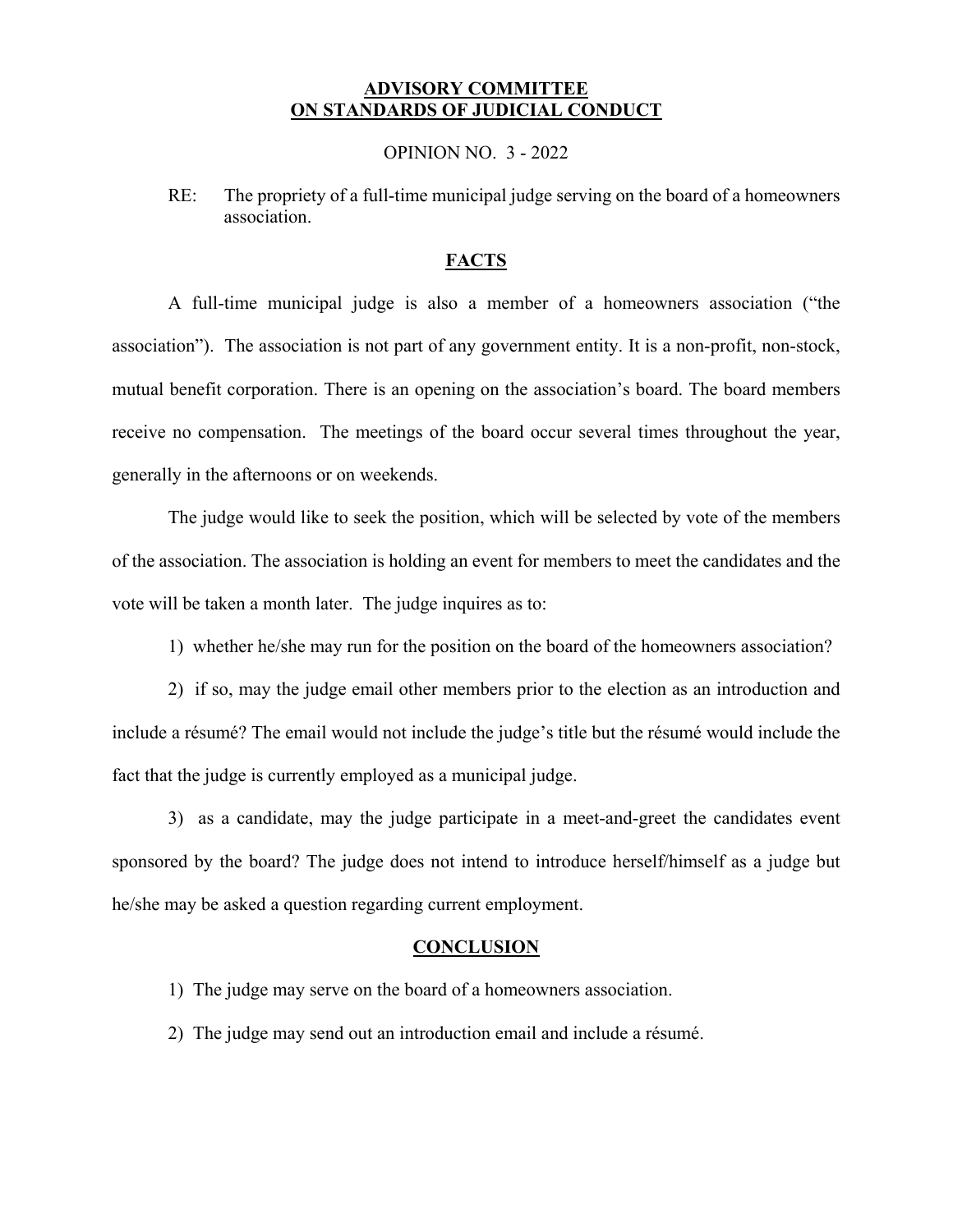# ADVISORY COMMITTEE ON STANDARDS OF JUDICIAL CONDUCT

OPINION NO. 3 - 2022

RE: The propriety of a full-time municipal judge serving on the board of a homeowners association.

## FACTS

A full-time municipal judge is also a member of a homeowners association ("the association"). The association is not part of any government entity. It is a non-profit, non-stock, mutual benefit corporation. There is an opening on the association's board. The board members receive no compensation. The meetings of the board occur several times throughout the year, generally in the afternoons or on weekends.

The judge would like to seek the position, which will be selected by vote of the members of the association. The association is holding an event for members to meet the candidates and the vote will be taken a month later. The judge inquires as to:

1) whether he/she may run for the position on the board of the homeowners association?

2) if so, may the judge email other members prior to the election as an introduction and include a résumé? The email would not include the judge's title but the résumé would include the fact that the judge is currently employed as a municipal judge.

3) as a candidate, may the judge participate in a meet-and-greet the candidates event sponsored by the board? The judge does not intend to introduce herself/himself as a judge but he/she may be asked a question regarding current employment.

## CONCLUSION

1) The judge may serve on the board of a homeowners association.

2) The judge may send out an introduction email and include a résumé.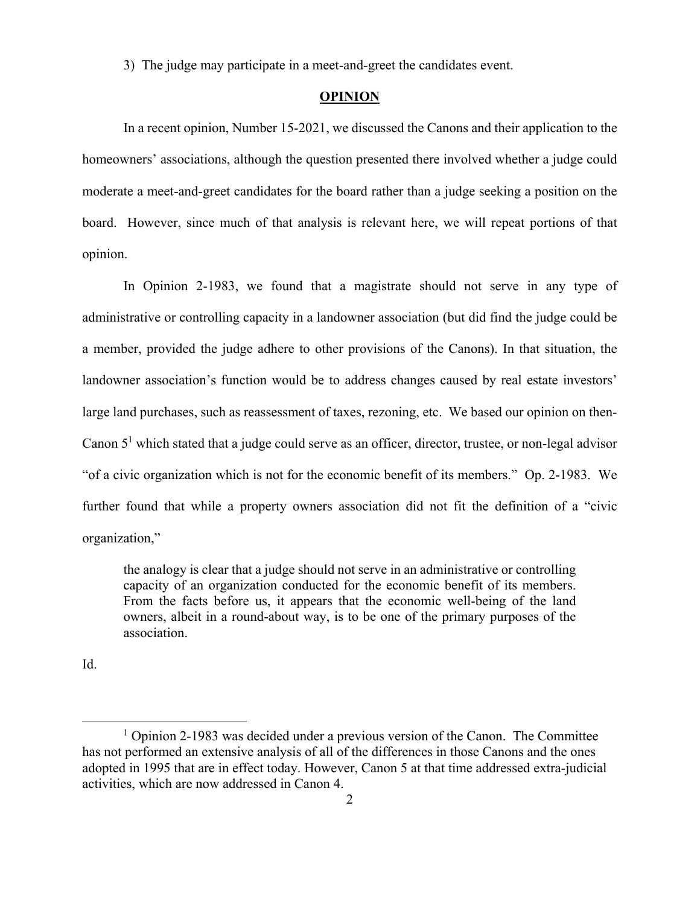3) The judge may participate in a meet-and-greet the candidates event.

## OPINION

In a recent opinion, Number 15-2021, we discussed the Canons and their application to the homeowners' associations, although the question presented there involved whether a judge could moderate a meet-and-greet candidates for the board rather than a judge seeking a position on the board. However, since much of that analysis is relevant here, we will repeat portions of that opinion.

In Opinion 2-1983, we found that a magistrate should not serve in any type of administrative or controlling capacity in a landowner association (but did find the judge could be a member, provided the judge adhere to other provisions of the Canons). In that situation, the landowner association's function would be to address changes caused by real estate investors' large land purchases, such as reassessment of taxes, rezoning, etc. We based our opinion on then-Canon 5[1] which stated that a judge could serve as an officer, director, trustee, or non-legal advisor "of a civic organization which is not for the economic benefit of its members." Op. 2-1983. We further found that while a property owners association did not fit the definition of a "civic organization,"

> the analogy is clear that a judge should not serve in an administrative or controlling capacity of an organization conducted for the economic benefit of its members. From the facts before us, it appears that the economic well-being of the land owners, albeit in a round-about way, is to be one of the primary purposes of the association.

Id.

---

[1] Opinion 2-1983 was decided under a previous version of the Canon. The Committee has not performed an extensive analysis of all of the differences in those Canons and the ones adopted in 1995 that are in effect today. However, Canon 5 at that time addressed extra-judicial activities, which are now addressed in Canon 4.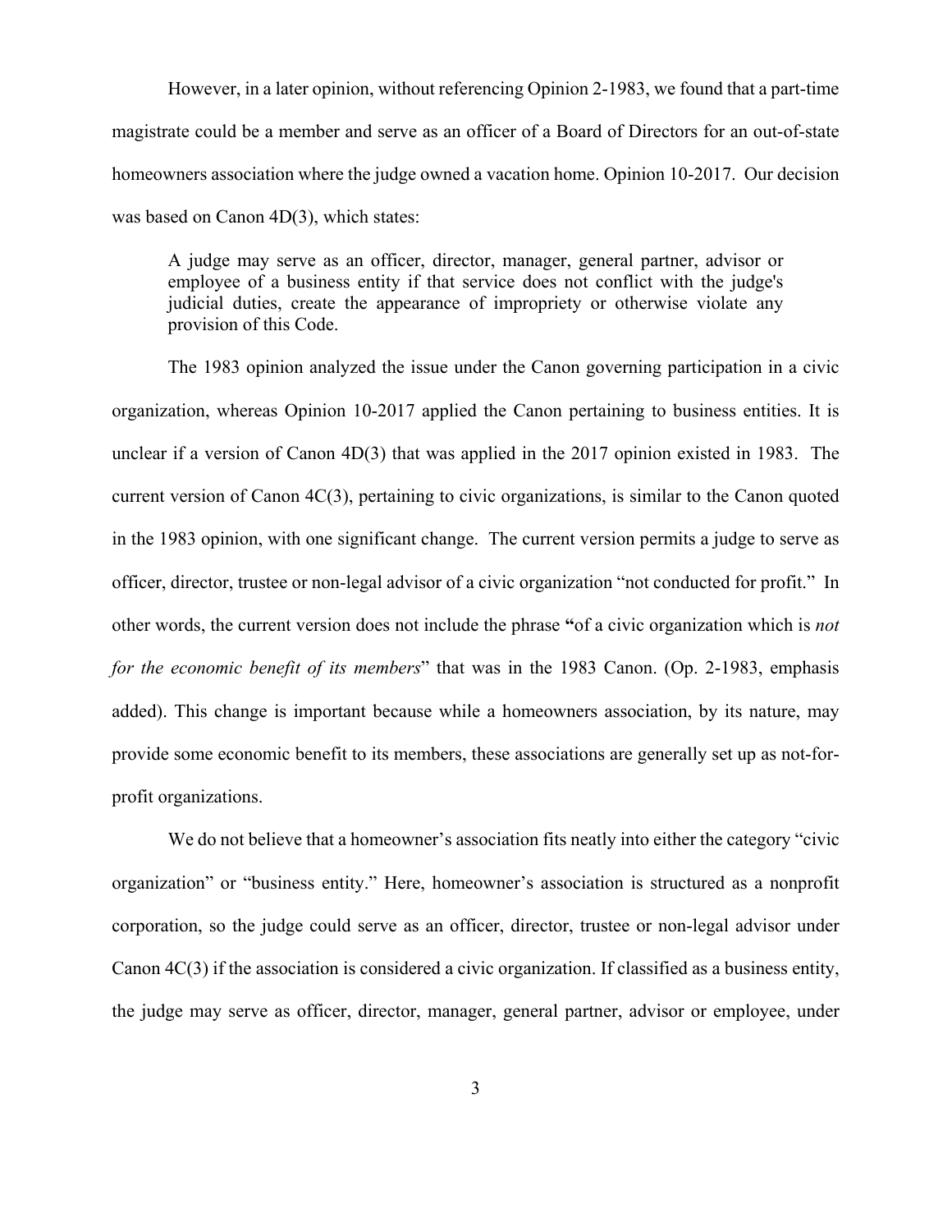However, in a later opinion, without referencing Opinion 2-1983, we found that a part-time magistrate could be a member and serve as an officer of a Board of Directors for an out-of-state homeowners association where the judge owned a vacation home. Opinion 10-2017. Our decision was based on Canon 4D(3), which states:

> A judge may serve as an officer, director, manager, general partner, advisor or employee of a business entity if that service does not conflict with the judge's judicial duties, create the appearance of impropriety or otherwise violate any provision of this Code.

The 1983 opinion analyzed the issue under the Canon governing participation in a civic organization, whereas Opinion 10-2017 applied the Canon pertaining to business entities. It is unclear if a version of Canon 4D(3) that was applied in the 2017 opinion existed in 1983. The current version of Canon 4C(3), pertaining to civic organizations, is similar to the Canon quoted in the 1983 opinion, with one significant change. The current version permits a judge to serve as officer, director, trustee or non-legal advisor of a civic organization "not conducted for profit." In other words, the current version does not include the phrase **"**of a civic organization which is *not for the economic benefit of its members*" that was in the 1983 Canon. (Op. 2-1983, emphasis added). This change is important because while a homeowners association, by its nature, may provide some economic benefit to its members, these associations are generally set up as not-for-profit organizations.

We do not believe that a homeowner's association fits neatly into either the category "civic organization" or "business entity." Here, homeowner's association is structured as a nonprofit corporation, so the judge could serve as an officer, director, trustee or non-legal advisor under Canon 4C(3) if the association is considered a civic organization. If classified as a business entity, the judge may serve as officer, director, manager, general partner, advisor or employee, under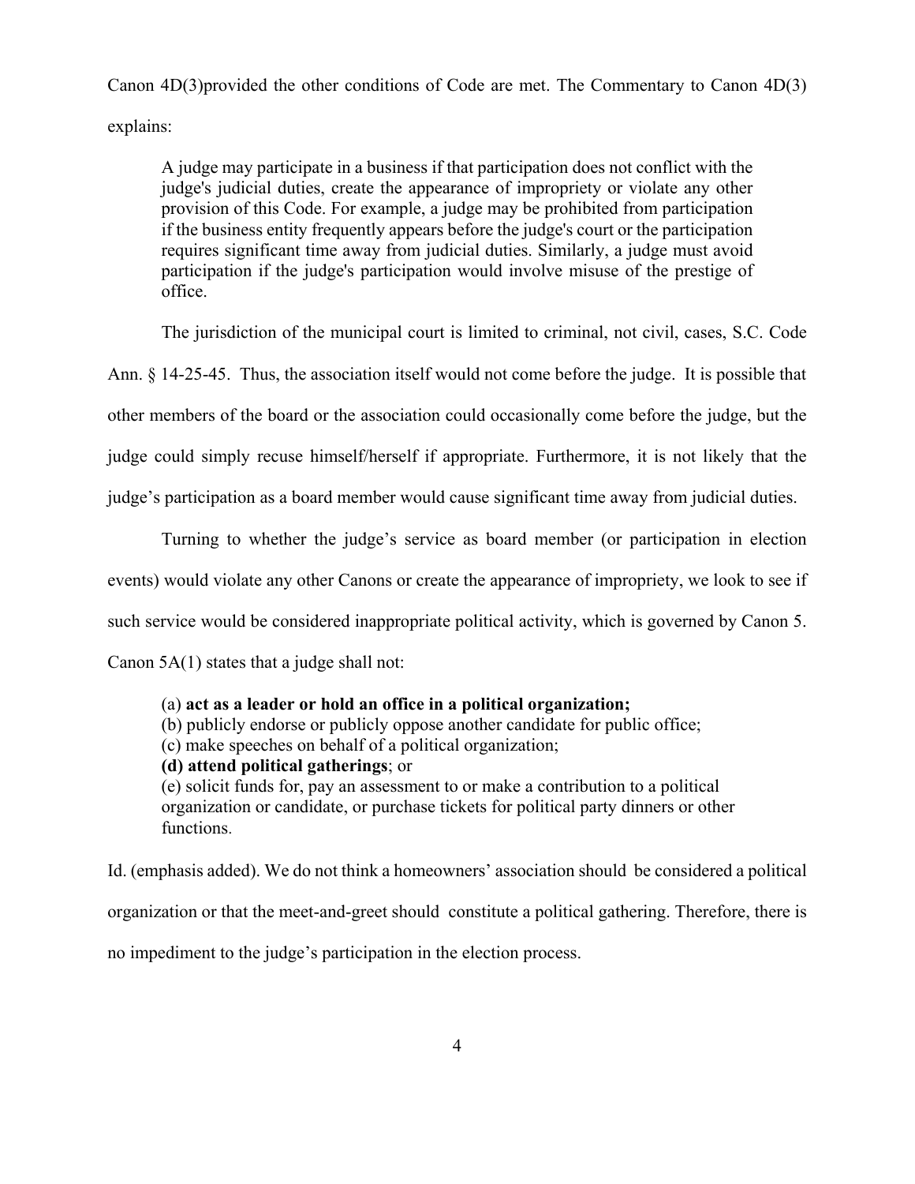Canon 4D(3)provided the other conditions of Code are met. The Commentary to Canon 4D(3) explains:

> A judge may participate in a business if that participation does not conflict with the judge's judicial duties, create the appearance of impropriety or violate any other provision of this Code. For example, a judge may be prohibited from participation if the business entity frequently appears before the judge's court or the participation requires significant time away from judicial duties. Similarly, a judge must avoid participation if the judge's participation would involve misuse of the prestige of office.

The jurisdiction of the municipal court is limited to criminal, not civil, cases, S.C. Code Ann. § 14-25-45. Thus, the association itself would not come before the judge. It is possible that other members of the board or the association could occasionally come before the judge, but the judge could simply recuse himself/herself if appropriate. Furthermore, it is not likely that the judge's participation as a board member would cause significant time away from judicial duties.

Turning to whether the judge's service as board member (or participation in election events) would violate any other Canons or create the appearance of impropriety, we look to see if such service would be considered inappropriate political activity, which is governed by Canon 5. Canon 5A(1) states that a judge shall not:

> (a) **act as a leader or hold an office in a political organization;**
> (b) publicly endorse or publicly oppose another candidate for public office;
> (c) make speeches on behalf of a political organization;
> **(d) attend political gatherings**; or
> (e) solicit funds for, pay an assessment to or make a contribution to a political organization or candidate, or purchase tickets for political party dinners or other functions.

Id. (emphasis added). We do not think a homeowners' association should be considered a political organization or that the meet-and-greet should constitute a political gathering. Therefore, there is no impediment to the judge's participation in the election process.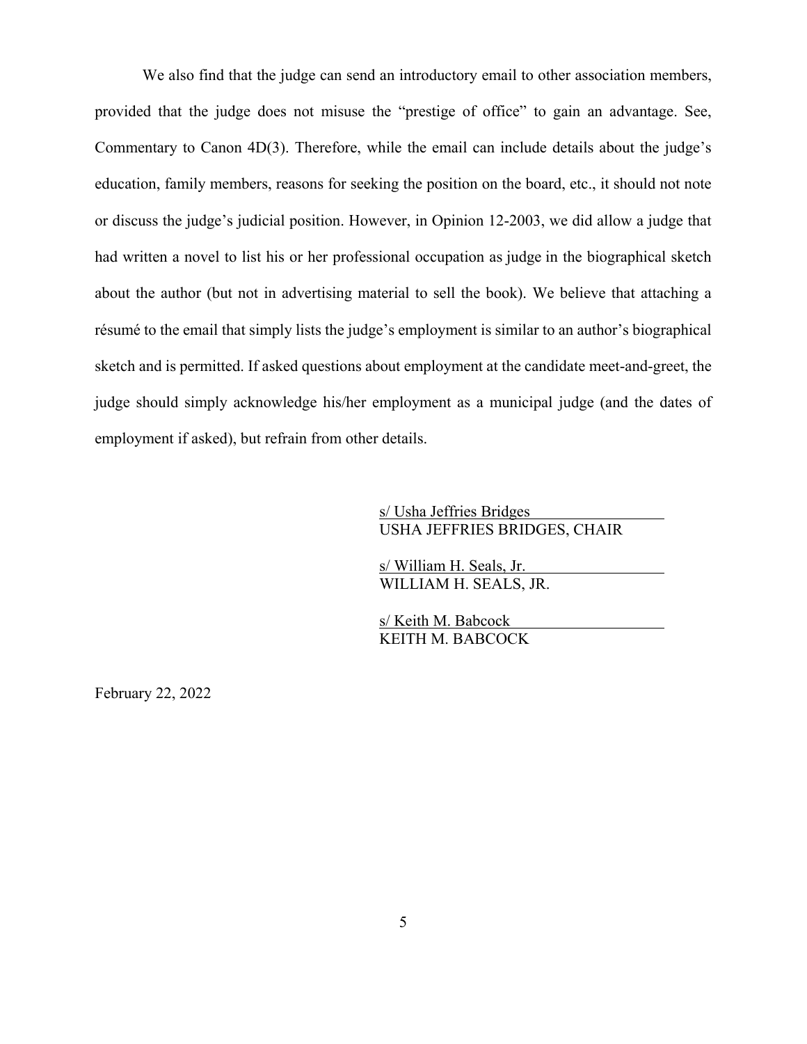We also find that the judge can send an introductory email to other association members, provided that the judge does not misuse the "prestige of office" to gain an advantage. See, Commentary to Canon 4D(3). Therefore, while the email can include details about the judge's education, family members, reasons for seeking the position on the board, etc., it should not note or discuss the judge's judicial position. However, in Opinion 12-2003, we did allow a judge that had written a novel to list his or her professional occupation as judge in the biographical sketch about the author (but not in advertising material to sell the book). We believe that attaching a résumé to the email that simply lists the judge's employment is similar to an author's biographical sketch and is permitted. If asked questions about employment at the candidate meet-and-greet, the judge should simply acknowledge his/her employment as a municipal judge (and the dates of employment if asked), but refrain from other details.

s/ Usha Jeffries Bridges
USHA JEFFRIES BRIDGES, CHAIR

s/ William H. Seals, Jr.
WILLIAM H. SEALS, JR.

s/ Keith M. Babcock
KEITH M. BABCOCK

February 22, 2022